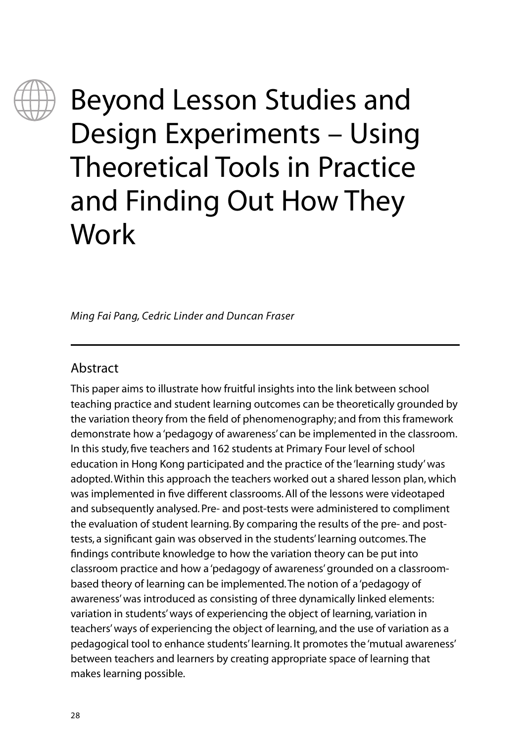# Beyond Lesson Studies and Design Experiments – Using Theoretical Tools in Practice and Finding Out How They Work

*Ming Fai Pang, Cedric Linder and Duncan Fraser*

## Abstract

This paper aims to illustrate how fruitful insights into the link between school teaching practice and student learning outcomes can be theoretically grounded by the variation theory from the field of phenomenography; and from this framework demonstrate how a 'pedagogy of awareness' can be implemented in the classroom. In this study, five teachers and 162 students at Primary Four level of school education in Hong Kong participated and the practice of the 'learning study' was adopted. Within this approach the teachers worked out a shared lesson plan, which was implemented in five different classrooms. All of the lessons were videotaped and subsequently analysed. Pre- and post-tests were administered to compliment the evaluation of student learning. By comparing the results of the pre- and post-tests, a significant gain was observed in the students' learning outcomes. The findings contribute knowledge to how the variation theory can be put into classroom practice and how a 'pedagogy of awareness' grounded on a classroom-based theory of learning can be implemented. The notion of a 'pedagogy of awareness' was introduced as consisting of three dynamically linked elements: variation in students' ways of experiencing the object of learning, variation in teachers' ways of experiencing the object of learning, and the use of variation as a pedagogical tool to enhance students' learning. It promotes the 'mutual awareness' between teachers and learners by creating appropriate space of learning that makes learning possible.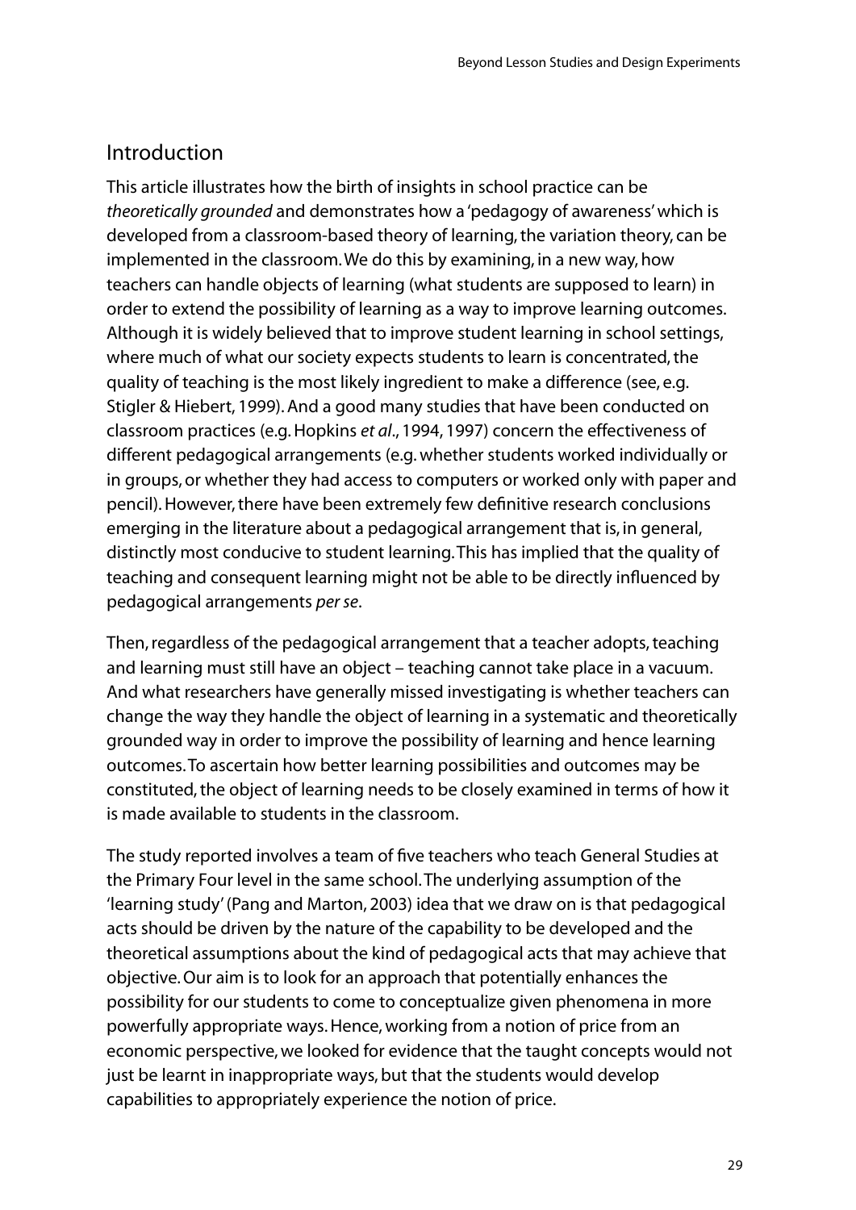## Introduction

This article illustrates how the birth of insights in school practice can be *theoretically grounded* and demonstrates how a 'pedagogy of awareness' which is developed from a classroom-based theory of learning, the variation theory, can be implemented in the classroom. We do this by examining, in a new way, how teachers can handle objects of learning (what students are supposed to learn) in order to extend the possibility of learning as a way to improve learning outcomes. Although it is widely believed that to improve student learning in school settings, where much of what our society expects students to learn is concentrated, the quality of teaching is the most likely ingredient to make a difference (see, e.g. Stigler & Hiebert, 1999). And a good many studies that have been conducted on classroom practices (e.g. Hopkins *et al*., 1994, 1997) concern the effectiveness of different pedagogical arrangements (e.g. whether students worked individually or in groups, or whether they had access to computers or worked only with paper and pencil). However, there have been extremely few definitive research conclusions emerging in the literature about a pedagogical arrangement that is, in general, distinctly most conducive to student learning. This has implied that the quality of teaching and consequent learning might not be able to be directly influenced by pedagogical arrangements *per se*.

Then, regardless of the pedagogical arrangement that a teacher adopts, teaching and learning must still have an object – teaching cannot take place in a vacuum. And what researchers have generally missed investigating is whether teachers can change the way they handle the object of learning in a systematic and theoretically grounded way in order to improve the possibility of learning and hence learning outcomes. To ascertain how better learning possibilities and outcomes may be constituted, the object of learning needs to be closely examined in terms of how it is made available to students in the classroom.

The study reported involves a team of five teachers who teach General Studies at the Primary Four level in the same school. The underlying assumption of the 'learning study' (Pang and Marton, 2003) idea that we draw on is that pedagogical acts should be driven by the nature of the capability to be developed and the theoretical assumptions about the kind of pedagogical acts that may achieve that objective. Our aim is to look for an approach that potentially enhances the possibility for our students to come to conceptualize given phenomena in more powerfully appropriate ways. Hence, working from a notion of price from an economic perspective, we looked for evidence that the taught concepts would not just be learnt in inappropriate ways, but that the students would develop capabilities to appropriately experience the notion of price.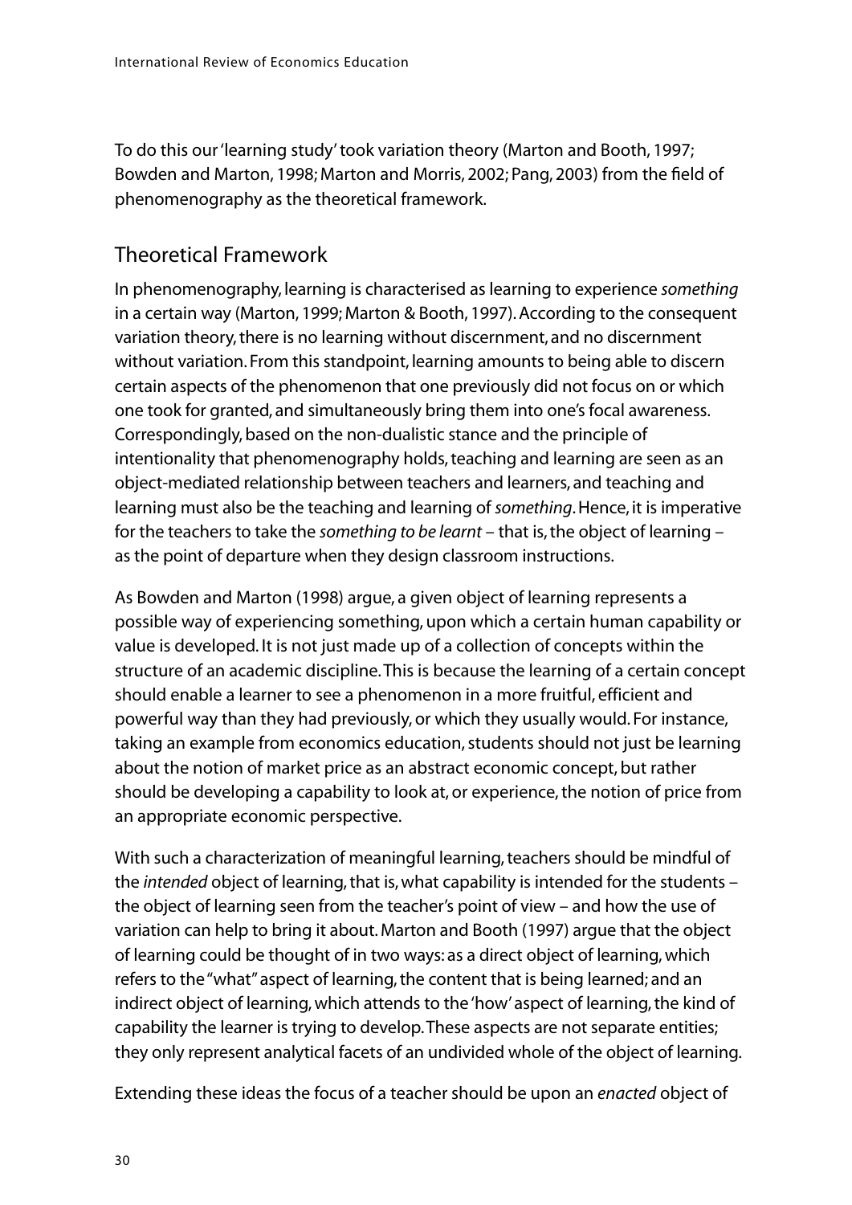To do this our 'learning study' took variation theory (Marton and Booth, 1997; Bowden and Marton, 1998; Marton and Morris, 2002; Pang, 2003) from the field of phenomenography as the theoretical framework.

## Theoretical Framework

In phenomenography, learning is characterised as learning to experience *something* in a certain way (Marton, 1999; Marton & Booth, 1997). According to the consequent variation theory, there is no learning without discernment, and no discernment without variation. From this standpoint, learning amounts to being able to discern certain aspects of the phenomenon that one previously did not focus on or which one took for granted, and simultaneously bring them into one's focal awareness. Correspondingly, based on the non-dualistic stance and the principle of intentionality that phenomenography holds, teaching and learning are seen as an object-mediated relationship between teachers and learners, and teaching and learning must also be the teaching and learning of *something*. Hence, it is imperative for the teachers to take the *something to be learnt* – that is, the object of learning – as the point of departure when they design classroom instructions.

As Bowden and Marton (1998) argue, a given object of learning represents a possible way of experiencing something, upon which a certain human capability or value is developed. It is not just made up of a collection of concepts within the structure of an academic discipline. This is because the learning of a certain concept should enable a learner to see a phenomenon in a more fruitful, efficient and powerful way than they had previously, or which they usually would. For instance, taking an example from economics education, students should not just be learning about the notion of market price as an abstract economic concept, but rather should be developing a capability to look at, or experience, the notion of price from an appropriate economic perspective.

With such a characterization of meaningful learning, teachers should be mindful of the *intended* object of learning, that is, what capability is intended for the students – the object of learning seen from the teacher's point of view – and how the use of variation can help to bring it about. Marton and Booth (1997) argue that the object of learning could be thought of in two ways: as a direct object of learning, which refers to the "what" aspect of learning, the content that is being learned; and an indirect object of learning, which attends to the 'how' aspect of learning, the kind of capability the learner is trying to develop. These aspects are not separate entities; they only represent analytical facets of an undivided whole of the object of learning.

Extending these ideas the focus of a teacher should be upon an *enacted* object of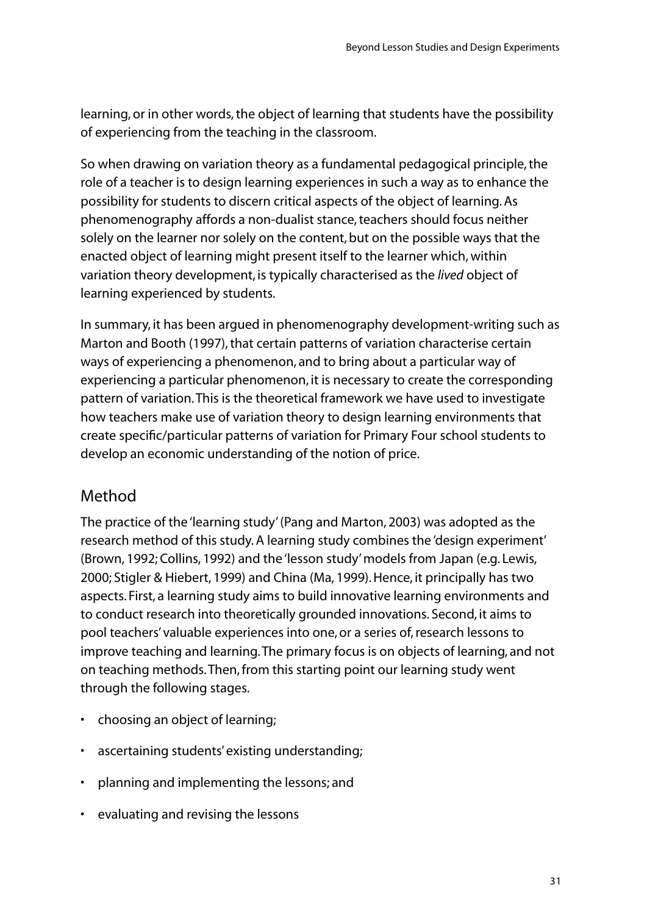learning, or in other words, the object of learning that students have the possibility of experiencing from the teaching in the classroom.

So when drawing on variation theory as a fundamental pedagogical principle, the role of a teacher is to design learning experiences in such a way as to enhance the possibility for students to discern critical aspects of the object of learning. As phenomenography affords a non-dualist stance, teachers should focus neither solely on the learner nor solely on the content, but on the possible ways that the enacted object of learning might present itself to the learner which, within variation theory development, is typically characterised as the *lived* object of learning experienced by students.

In summary, it has been argued in phenomenography development-writing such as Marton and Booth (1997), that certain patterns of variation characterise certain ways of experiencing a phenomenon, and to bring about a particular way of experiencing a particular phenomenon, it is necessary to create the corresponding pattern of variation. This is the theoretical framework we have used to investigate how teachers make use of variation theory to design learning environments that create specific/particular patterns of variation for Primary Four school students to develop an economic understanding of the notion of price.

## Method

The practice of the 'learning study' (Pang and Marton, 2003) was adopted as the research method of this study. A learning study combines the 'design experiment' (Brown, 1992; Collins, 1992) and the 'lesson study' models from Japan (e.g. Lewis, 2000; Stigler & Hiebert, 1999) and China (Ma, 1999). Hence, it principally has two aspects. First, a learning study aims to build innovative learning environments and to conduct research into theoretically grounded innovations. Second, it aims to pool teachers' valuable experiences into one, or a series of, research lessons to improve teaching and learning. The primary focus is on objects of learning, and not on teaching methods. Then, from this starting point our learning study went through the following stages.

- choosing an object of learning;
- ascertaining students' existing understanding;
- planning and implementing the lessons; and
- evaluating and revising the lessons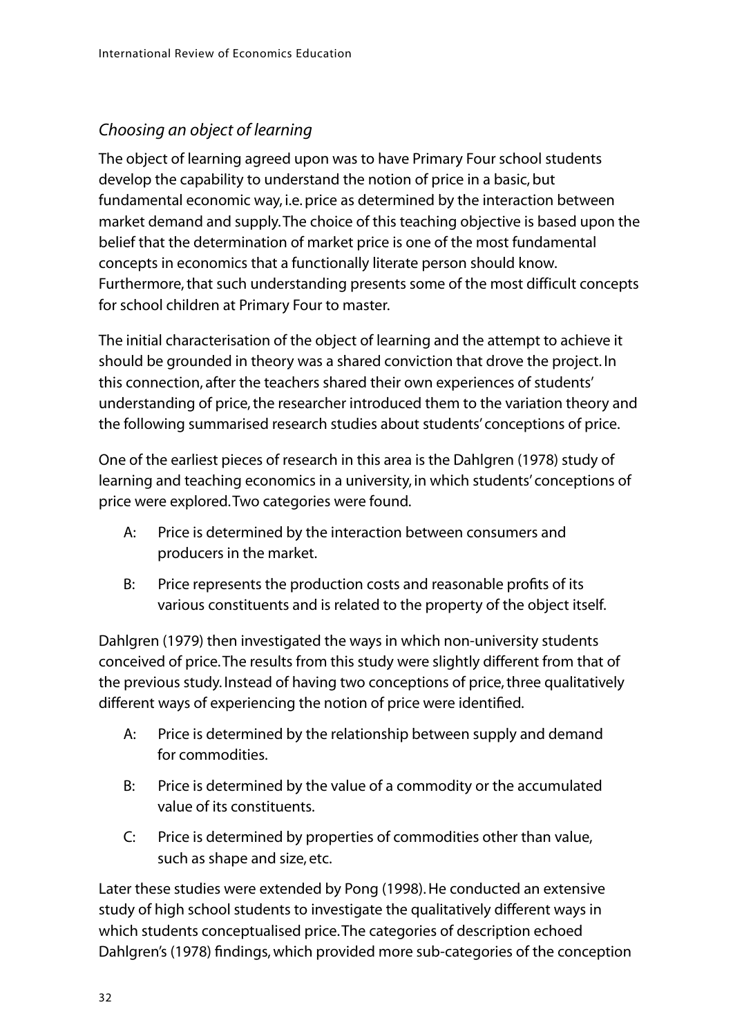### *Choosing an object of learning*

The object of learning agreed upon was to have Primary Four school students develop the capability to understand the notion of price in a basic, but fundamental economic way, i.e. price as determined by the interaction between market demand and supply. The choice of this teaching objective is based upon the belief that the determination of market price is one of the most fundamental concepts in economics that a functionally literate person should know. Furthermore, that such understanding presents some of the most difficult concepts for school children at Primary Four to master.

The initial characterisation of the object of learning and the attempt to achieve it should be grounded in theory was a shared conviction that drove the project. In this connection, after the teachers shared their own experiences of students' understanding of price, the researcher introduced them to the variation theory and the following summarised research studies about students' conceptions of price.

One of the earliest pieces of research in this area is the Dahlgren (1978) study of learning and teaching economics in a university, in which students' conceptions of price were explored. Two categories were found.

- A: Price is determined by the interaction between consumers and producers in the market.
- B: Price represents the production costs and reasonable profits of its various constituents and is related to the property of the object itself.

Dahlgren (1979) then investigated the ways in which non-university students conceived of price. The results from this study were slightly different from that of the previous study. Instead of having two conceptions of price, three qualitatively different ways of experiencing the notion of price were identified.

- A: Price is determined by the relationship between supply and demand for commodities.
- B: Price is determined by the value of a commodity or the accumulated value of its constituents.
- C: Price is determined by properties of commodities other than value, such as shape and size, etc.

Later these studies were extended by Pong (1998). He conducted an extensive study of high school students to investigate the qualitatively different ways in which students conceptualised price. The categories of description echoed Dahlgren's (1978) findings, which provided more sub-categories of the conception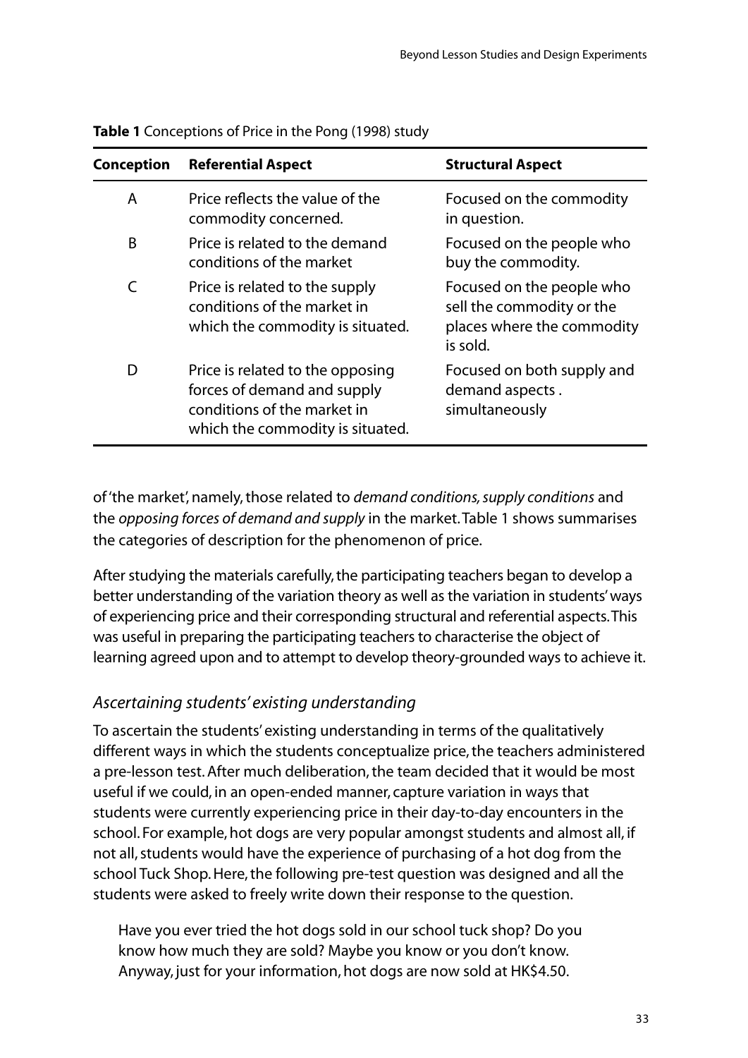**Table 1** Conceptions of Price in the Pong (1998) study

| Conception | Referential Aspect | Structural Aspect |
|---|---|---|
| A | Price reflects the value of the commodity concerned. | Focused on the commodity in question. |
| B | Price is related to the demand conditions of the market | Focused on the people who buy the commodity. |
| C | Price is related to the supply conditions of the market in which the commodity is situated. | Focused on the people who sell the commodity or the places where the commodity is sold. |
| D | Price is related to the opposing forces of demand and supply conditions of the market in which the commodity is situated. | Focused on both supply and demand aspects . simultaneously |

of 'the market', namely, those related to *demand conditions, supply conditions* and the *opposing forces of demand and supply* in the market. Table 1 shows summarises the categories of description for the phenomenon of price.

After studying the materials carefully, the participating teachers began to develop a better understanding of the variation theory as well as the variation in students' ways of experiencing price and their corresponding structural and referential aspects. This was useful in preparing the participating teachers to characterise the object of learning agreed upon and to attempt to develop theory-grounded ways to achieve it.

## *Ascertaining students' existing understanding*

To ascertain the students' existing understanding in terms of the qualitatively different ways in which the students conceptualize price, the teachers administered a pre-lesson test. After much deliberation, the team decided that it would be most useful if we could, in an open-ended manner, capture variation in ways that students were currently experiencing price in their day-to-day encounters in the school. For example, hot dogs are very popular amongst students and almost all, if not all, students would have the experience of purchasing of a hot dog from the school Tuck Shop. Here, the following pre-test question was designed and all the students were asked to freely write down their response to the question.

> Have you ever tried the hot dogs sold in our school tuck shop? Do you know how much they are sold? Maybe you know or you don't know. Anyway, just for your information, hot dogs are now sold at HK$4.50.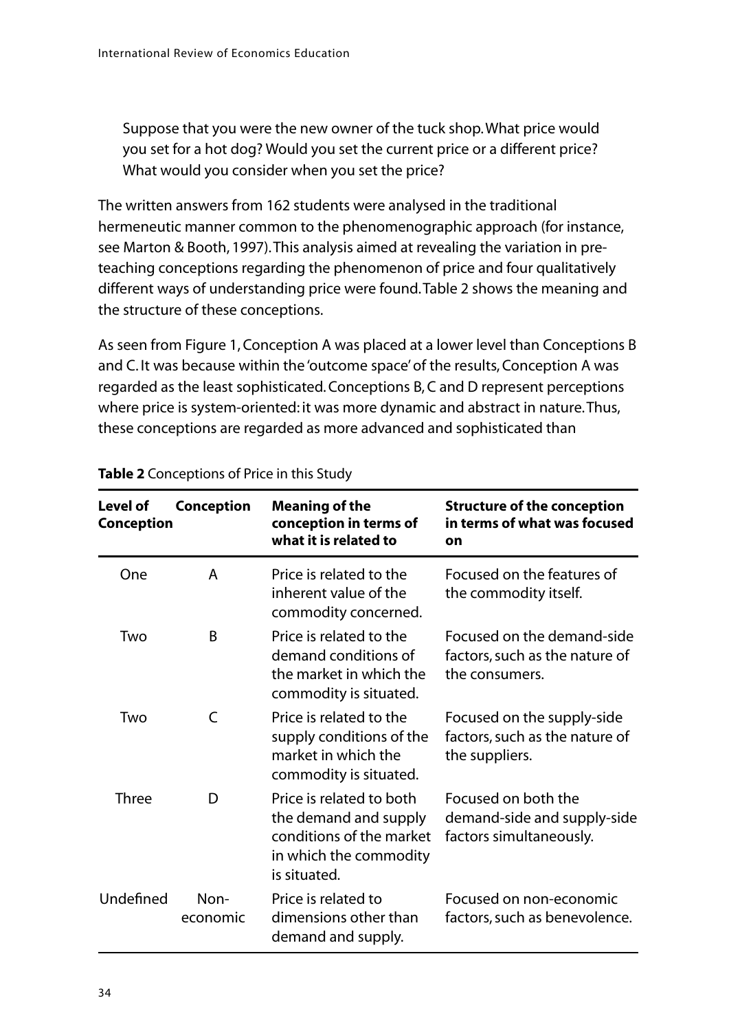Suppose that you were the new owner of the tuck shop. What price would you set for a hot dog? Would you set the current price or a different price? What would you consider when you set the price?

The written answers from 162 students were analysed in the traditional hermeneutic manner common to the phenomenographic approach (for instance, see Marton & Booth, 1997). This analysis aimed at revealing the variation in pre-teaching conceptions regarding the phenomenon of price and four qualitatively different ways of understanding price were found. Table 2 shows the meaning and the structure of these conceptions.

As seen from Figure 1, Conception A was placed at a lower level than Conceptions B and C. It was because within the 'outcome space' of the results, Conception A was regarded as the least sophisticated. Conceptions B, C and D represent perceptions where price is system-oriented: it was more dynamic and abstract in nature. Thus, these conceptions are regarded as more advanced and sophisticated than

**Table 2** Conceptions of Price in this Study

| Level of Conception | Conception | Meaning of the conception in terms of what it is related to | Structure of the conception in terms of what was focused on |
|---|---|---|---|
| One | A | Price is related to the inherent value of the commodity concerned. | Focused on the features of the commodity itself. |
| Two | B | Price is related to the demand conditions of the market in which the commodity is situated. | Focused on the demand-side factors, such as the nature of the consumers. |
| Two | C | Price is related to the supply conditions of the market in which the commodity is situated. | Focused on the supply-side factors, such as the nature of the suppliers. |
| Three | D | Price is related to both the demand and supply conditions of the market in which the commodity is situated. | Focused on both the demand-side and supply-side factors simultaneously. |
| Undefined | Non-economic | Price is related to dimensions other than demand and supply. | Focused on non-economic factors, such as benevolence. |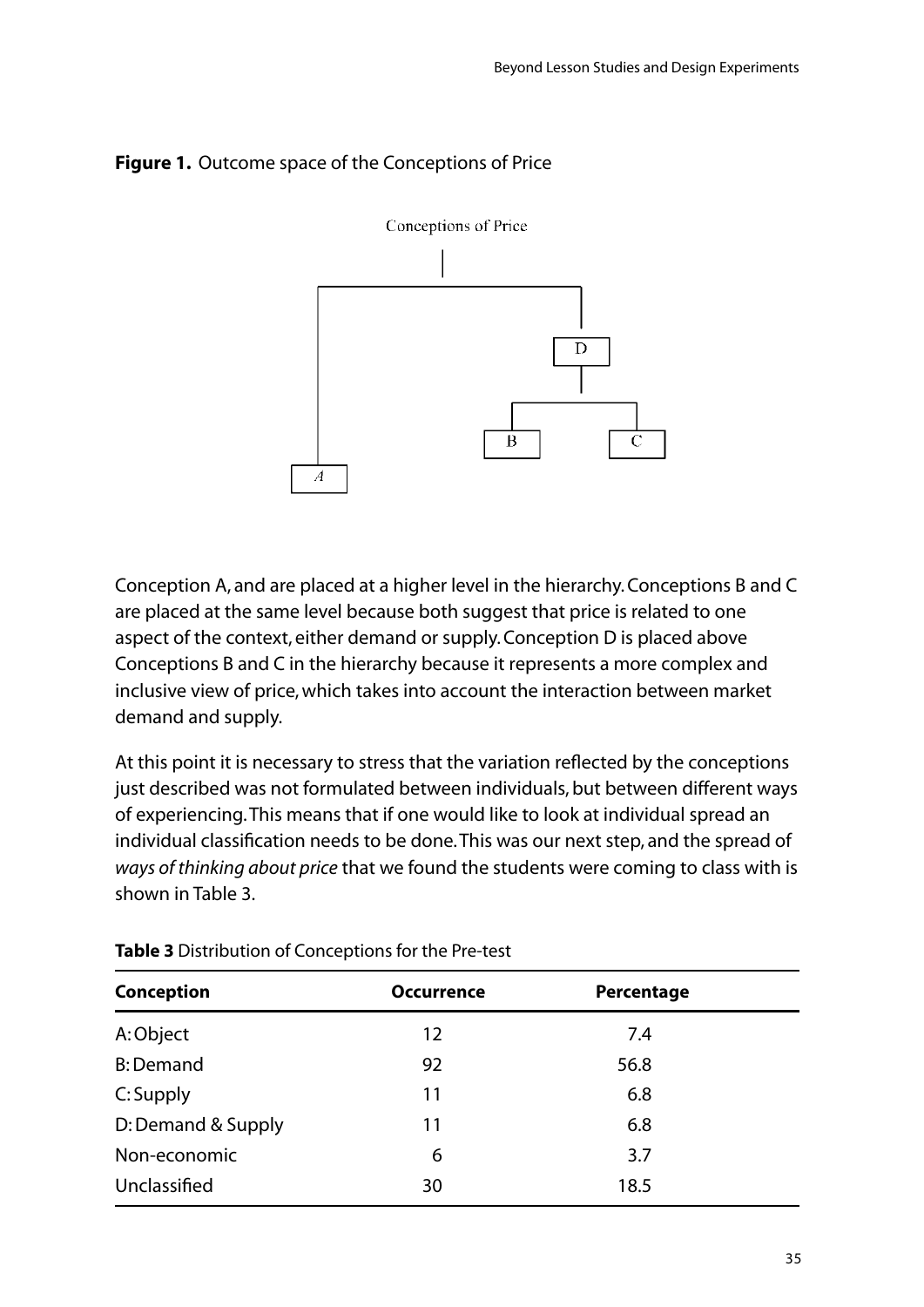**Figure 1.** Outcome space of the Conceptions of Price

Conception A, and are placed at a higher level in the hierarchy. Conceptions B and C are placed at the same level because both suggest that price is related to one aspect of the context, either demand or supply. Conception D is placed above Conceptions B and C in the hierarchy because it represents a more complex and inclusive view of price, which takes into account the interaction between market demand and supply.

At this point it is necessary to stress that the variation reflected by the conceptions just described was not formulated between individuals, but between different ways of experiencing. This means that if one would like to look at individual spread an individual classification needs to be done. This was our next step, and the spread of *ways of thinking about price* that we found the students were coming to class with is shown in Table 3.

**Table 3** Distribution of Conceptions for the Pre-test

| Conception | Occurrence | Percentage |
|---|---|---|
| A: Object | 12 | 7.4 |
| B: Demand | 92 | 56.8 |
| C: Supply | 11 | 6.8 |
| D: Demand & Supply | 11 | 6.8 |
| Non-economic | 6 | 3.7 |
| Unclassified | 30 | 18.5 |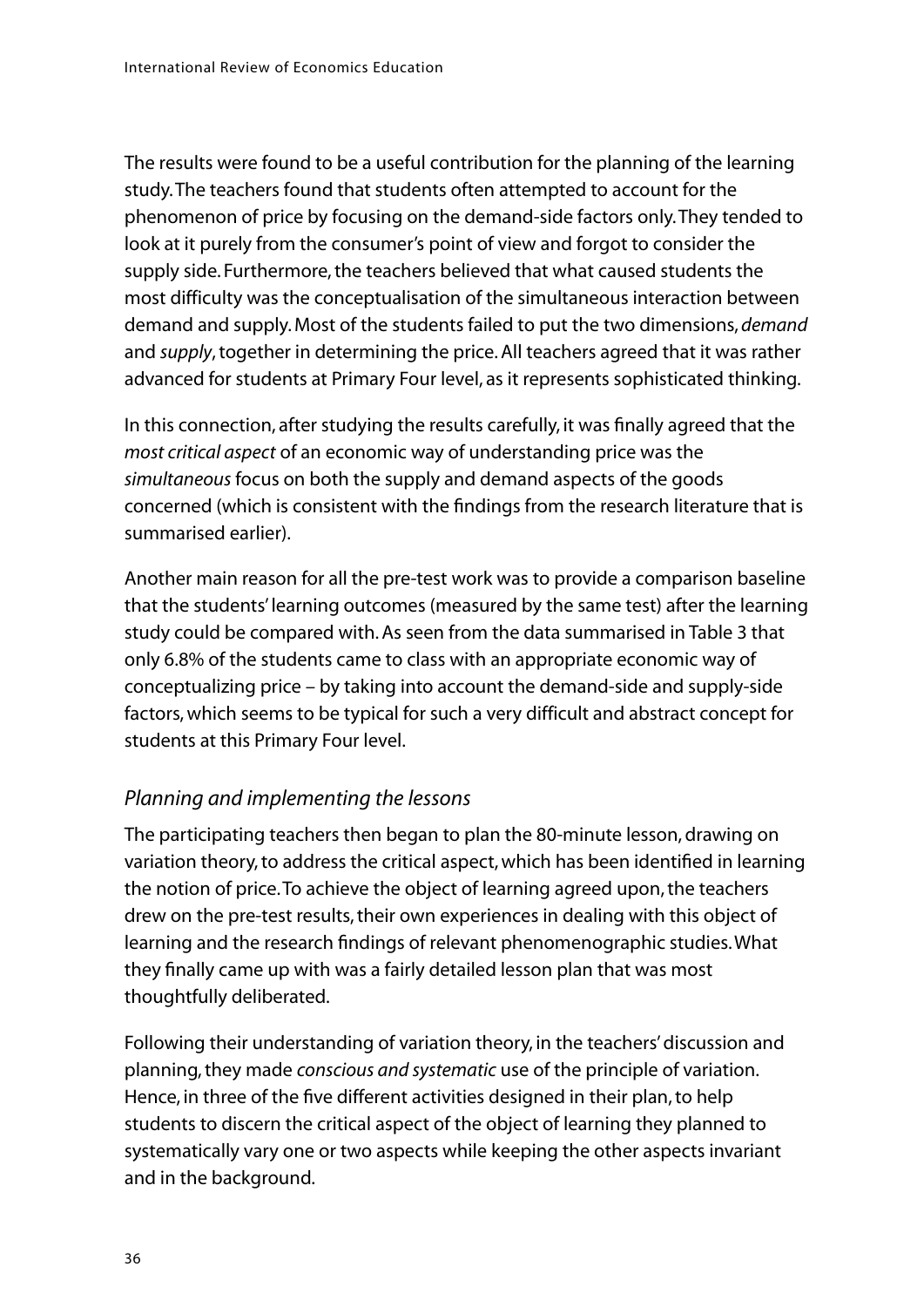The results were found to be a useful contribution for the planning of the learning study. The teachers found that students often attempted to account for the phenomenon of price by focusing on the demand-side factors only. They tended to look at it purely from the consumer's point of view and forgot to consider the supply side. Furthermore, the teachers believed that what caused students the most difficulty was the conceptualisation of the simultaneous interaction between demand and supply. Most of the students failed to put the two dimensions, *demand* and *supply*, together in determining the price. All teachers agreed that it was rather advanced for students at Primary Four level, as it represents sophisticated thinking.

In this connection, after studying the results carefully, it was finally agreed that the *most critical aspect* of an economic way of understanding price was the *simultaneous* focus on both the supply and demand aspects of the goods concerned (which is consistent with the findings from the research literature that is summarised earlier).

Another main reason for all the pre-test work was to provide a comparison baseline that the students' learning outcomes (measured by the same test) after the learning study could be compared with. As seen from the data summarised in Table 3 that only 6.8% of the students came to class with an appropriate economic way of conceptualizing price – by taking into account the demand-side and supply-side factors, which seems to be typical for such a very difficult and abstract concept for students at this Primary Four level.

### *Planning and implementing the lessons*

The participating teachers then began to plan the 80-minute lesson, drawing on variation theory, to address the critical aspect, which has been identified in learning the notion of price. To achieve the object of learning agreed upon, the teachers drew on the pre-test results, their own experiences in dealing with this object of learning and the research findings of relevant phenomenographic studies. What they finally came up with was a fairly detailed lesson plan that was most thoughtfully deliberated.

Following their understanding of variation theory, in the teachers' discussion and planning, they made *conscious and systematic* use of the principle of variation. Hence, in three of the five different activities designed in their plan, to help students to discern the critical aspect of the object of learning they planned to systematically vary one or two aspects while keeping the other aspects invariant and in the background.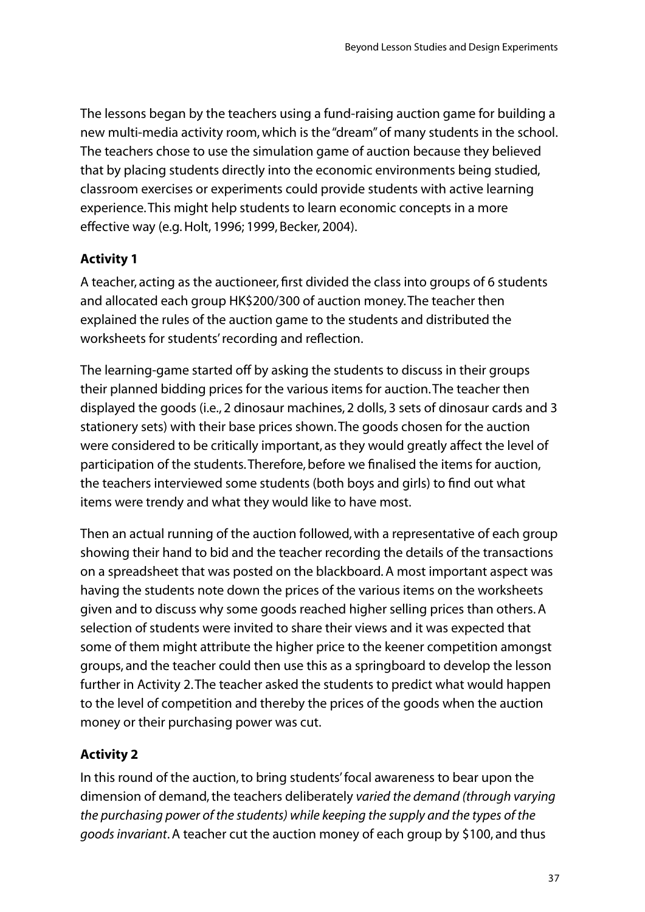The lessons began by the teachers using a fund-raising auction game for building a new multi-media activity room, which is the "dream" of many students in the school. The teachers chose to use the simulation game of auction because they believed that by placing students directly into the economic environments being studied, classroom exercises or experiments could provide students with active learning experience. This might help students to learn economic concepts in a more effective way (e.g. Holt, 1996; 1999, Becker, 2004).

### Activity 1

A teacher, acting as the auctioneer, first divided the class into groups of 6 students and allocated each group HK$200/300 of auction money. The teacher then explained the rules of the auction game to the students and distributed the worksheets for students' recording and reflection.

The learning-game started off by asking the students to discuss in their groups their planned bidding prices for the various items for auction. The teacher then displayed the goods (i.e., 2 dinosaur machines, 2 dolls, 3 sets of dinosaur cards and 3 stationery sets) with their base prices shown. The goods chosen for the auction were considered to be critically important, as they would greatly affect the level of participation of the students. Therefore, before we finalised the items for auction, the teachers interviewed some students (both boys and girls) to find out what items were trendy and what they would like to have most.

Then an actual running of the auction followed, with a representative of each group showing their hand to bid and the teacher recording the details of the transactions on a spreadsheet that was posted on the blackboard. A most important aspect was having the students note down the prices of the various items on the worksheets given and to discuss why some goods reached higher selling prices than others. A selection of students were invited to share their views and it was expected that some of them might attribute the higher price to the keener competition amongst groups, and the teacher could then use this as a springboard to develop the lesson further in Activity 2. The teacher asked the students to predict what would happen to the level of competition and thereby the prices of the goods when the auction money or their purchasing power was cut.

### Activity 2

In this round of the auction, to bring students' focal awareness to bear upon the dimension of demand, the teachers deliberately *varied the demand (through varying the purchasing power of the students) while keeping the supply and the types of the goods invariant*. A teacher cut the auction money of each group by $100, and thus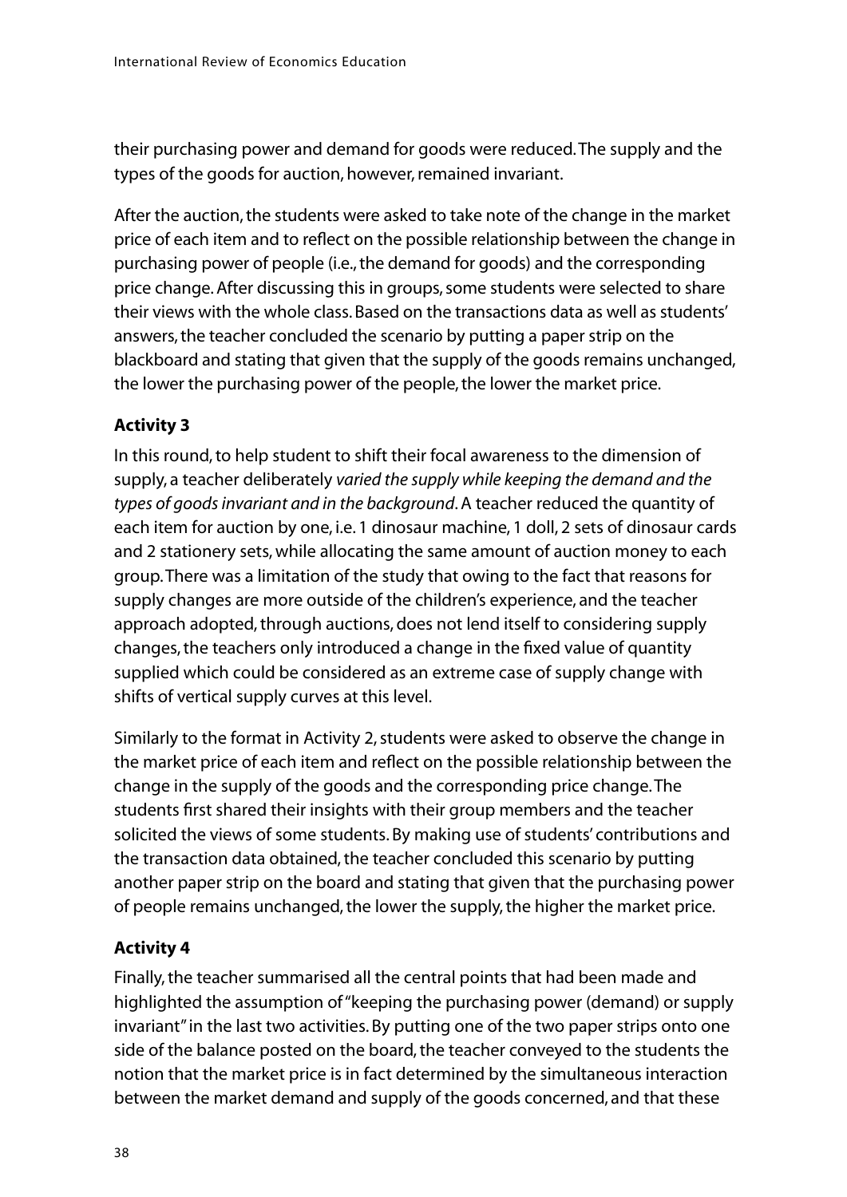their purchasing power and demand for goods were reduced. The supply and the types of the goods for auction, however, remained invariant.

After the auction, the students were asked to take note of the change in the market price of each item and to reflect on the possible relationship between the change in purchasing power of people (i.e., the demand for goods) and the corresponding price change. After discussing this in groups, some students were selected to share their views with the whole class. Based on the transactions data as well as students' answers, the teacher concluded the scenario by putting a paper strip on the blackboard and stating that given that the supply of the goods remains unchanged, the lower the purchasing power of the people, the lower the market price.

### Activity 3

In this round, to help student to shift their focal awareness to the dimension of supply, a teacher deliberately *varied the supply while keeping the demand and the types of goods invariant and in the background*. A teacher reduced the quantity of each item for auction by one, i.e. 1 dinosaur machine, 1 doll, 2 sets of dinosaur cards and 2 stationery sets, while allocating the same amount of auction money to each group. There was a limitation of the study that owing to the fact that reasons for supply changes are more outside of the children's experience, and the teacher approach adopted, through auctions, does not lend itself to considering supply changes, the teachers only introduced a change in the fixed value of quantity supplied which could be considered as an extreme case of supply change with shifts of vertical supply curves at this level.

Similarly to the format in Activity 2, students were asked to observe the change in the market price of each item and reflect on the possible relationship between the change in the supply of the goods and the corresponding price change. The students first shared their insights with their group members and the teacher solicited the views of some students. By making use of students' contributions and the transaction data obtained, the teacher concluded this scenario by putting another paper strip on the board and stating that given that the purchasing power of people remains unchanged, the lower the supply, the higher the market price.

### Activity 4

Finally, the teacher summarised all the central points that had been made and highlighted the assumption of "keeping the purchasing power (demand) or supply invariant" in the last two activities. By putting one of the two paper strips onto one side of the balance posted on the board, the teacher conveyed to the students the notion that the market price is in fact determined by the simultaneous interaction between the market demand and supply of the goods concerned, and that these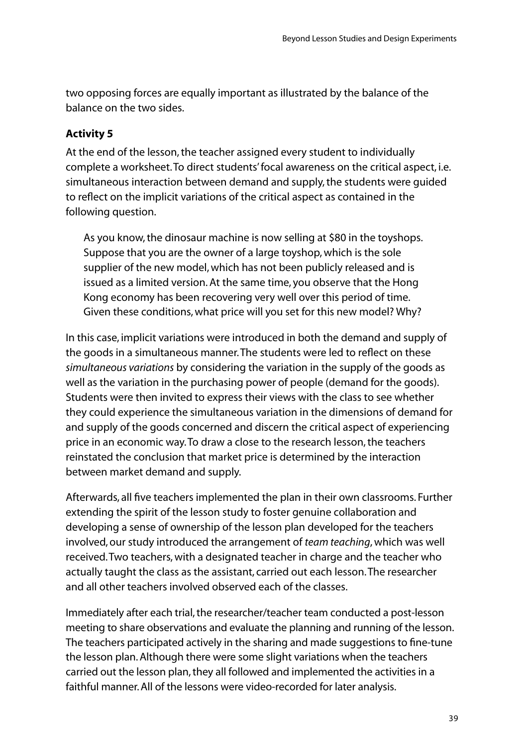two opposing forces are equally important as illustrated by the balance of the balance on the two sides.

**Activity 5**

At the end of the lesson, the teacher assigned every student to individually complete a worksheet. To direct students' focal awareness on the critical aspect, i.e. simultaneous interaction between demand and supply, the students were guided to reflect on the implicit variations of the critical aspect as contained in the following question.

> As you know, the dinosaur machine is now selling at $80 in the toyshops. Suppose that you are the owner of a large toyshop, which is the sole supplier of the new model, which has not been publicly released and is issued as a limited version. At the same time, you observe that the Hong Kong economy has been recovering very well over this period of time. Given these conditions, what price will you set for this new model? Why?

In this case, implicit variations were introduced in both the demand and supply of the goods in a simultaneous manner. The students were led to reflect on these *simultaneous variations* by considering the variation in the supply of the goods as well as the variation in the purchasing power of people (demand for the goods). Students were then invited to express their views with the class to see whether they could experience the simultaneous variation in the dimensions of demand for and supply of the goods concerned and discern the critical aspect of experiencing price in an economic way. To draw a close to the research lesson, the teachers reinstated the conclusion that market price is determined by the interaction between market demand and supply.

Afterwards, all five teachers implemented the plan in their own classrooms. Further extending the spirit of the lesson study to foster genuine collaboration and developing a sense of ownership of the lesson plan developed for the teachers involved, our study introduced the arrangement of *team teaching*, which was well received. Two teachers, with a designated teacher in charge and the teacher who actually taught the class as the assistant, carried out each lesson. The researcher and all other teachers involved observed each of the classes.

Immediately after each trial, the researcher/teacher team conducted a post-lesson meeting to share observations and evaluate the planning and running of the lesson. The teachers participated actively in the sharing and made suggestions to fine-tune the lesson plan. Although there were some slight variations when the teachers carried out the lesson plan, they all followed and implemented the activities in a faithful manner. All of the lessons were video-recorded for later analysis.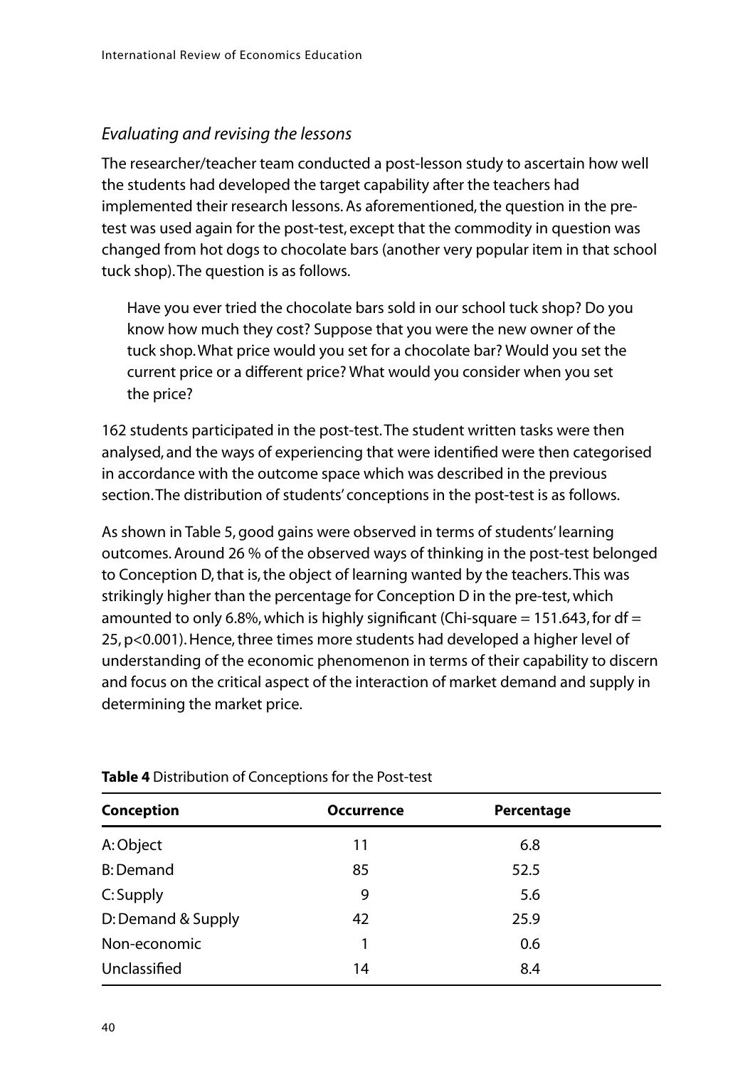### *Evaluating and revising the lessons*

The researcher/teacher team conducted a post-lesson study to ascertain how well the students had developed the target capability after the teachers had implemented their research lessons. As aforementioned, the question in the pre-test was used again for the post-test, except that the commodity in question was changed from hot dogs to chocolate bars (another very popular item in that school tuck shop). The question is as follows.

> Have you ever tried the chocolate bars sold in our school tuck shop? Do you know how much they cost? Suppose that you were the new owner of the tuck shop. What price would you set for a chocolate bar? Would you set the current price or a different price? What would you consider when you set the price?

162 students participated in the post-test. The student written tasks were then analysed, and the ways of experiencing that were identified were then categorised in accordance with the outcome space which was described in the previous section. The distribution of students' conceptions in the post-test is as follows.

As shown in Table 5, good gains were observed in terms of students' learning outcomes. Around 26 % of the observed ways of thinking in the post-test belonged to Conception D, that is, the object of learning wanted by the teachers. This was strikingly higher than the percentage for Conception D in the pre-test, which amounted to only 6.8%, which is highly significant (Chi-square = 151.643, for df = 25, $p<0.001$). Hence, three times more students had developed a higher level of understanding of the economic phenomenon in terms of their capability to discern and focus on the critical aspect of the interaction of market demand and supply in determining the market price.

**Table 4** Distribution of Conceptions for the Post-test

| Conception | Occurrence | Percentage |
|---|---|---|
| A: Object | 11 | 6.8 |
| B: Demand | 85 | 52.5 |
| C: Supply | 9 | 5.6 |
| D: Demand & Supply | 42 | 25.9 |
| Non-economic | 1 | 0.6 |
| Unclassified | 14 | 8.4 |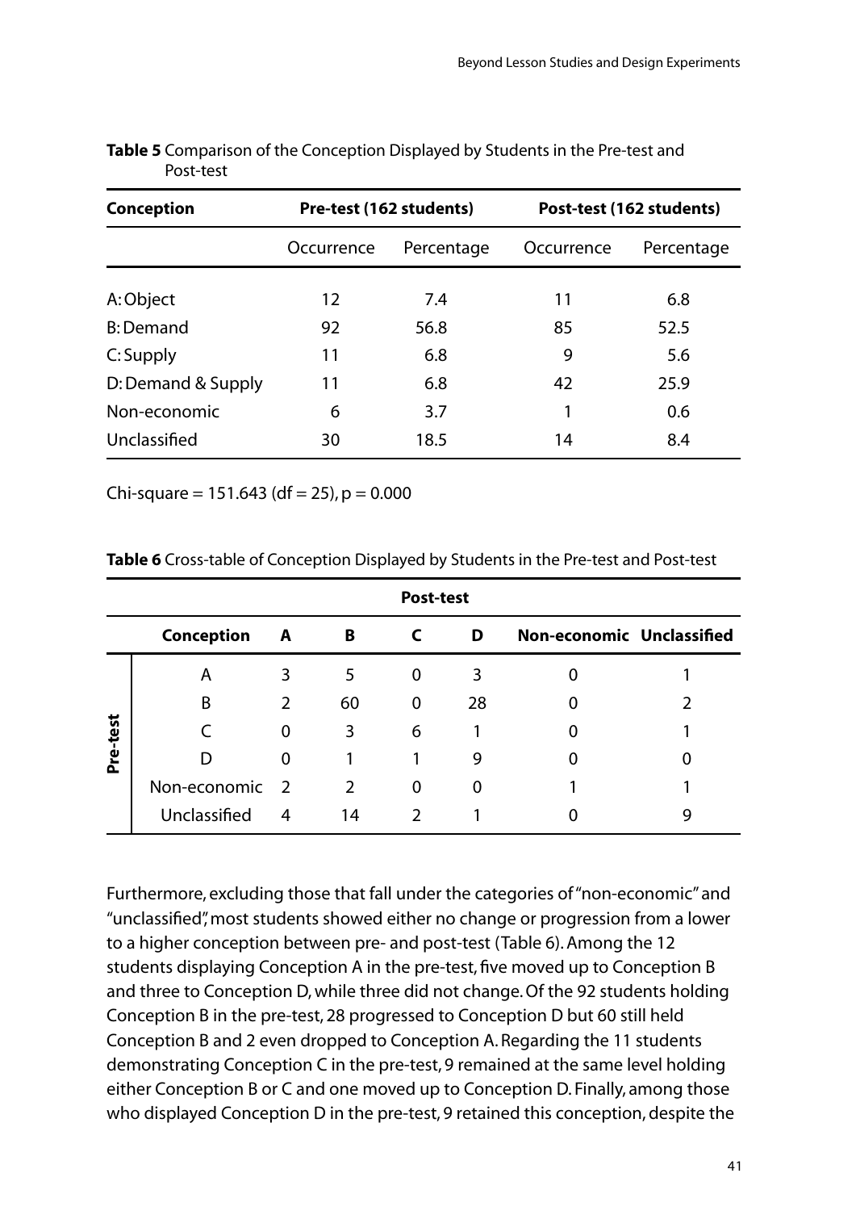**Table 5** Comparison of the Conception Displayed by Students in the Pre-test and Post-test

| Conception | Pre-test (162 students) | | Post-test (162 students) | |
|---|---|---|---|---|
| | Occurrence | Percentage | Occurrence | Percentage |
| A: Object | 12 | 7.4 | 11 | 6.8 |
| B: Demand | 92 | 56.8 | 85 | 52.5 |
| C: Supply | 11 | 6.8 | 9 | 5.6 |
| D: Demand & Supply | 11 | 6.8 | 42 | 25.9 |
| Non-economic | 6 | 3.7 | 1 | 0.6 |
| Unclassified | 30 | 18.5 | 14 | 8.4 |

Chi-square = 151.643 (df = 25), p = 0.000

**Table 6** Cross-table of Conception Displayed by Students in the Pre-test and Post-test

| | | Post-test | | | | | |
|---|---|---|---|---|---|---|---|
| | Conception | A | B | C | D | Non-economic | Unclassified |
| Pre-test | A | 3 | 5 | 0 | 3 | 0 | 1 |
| | B | 2 | 60 | 0 | 28 | 0 | 2 |
| | C | 0 | 3 | 6 | 1 | 0 | 1 |
| | D | 0 | 1 | 1 | 9 | 0 | 0 |
| | Non-economic | 2 | 2 | 0 | 0 | 1 | 1 |
| | Unclassified | 4 | 14 | 2 | 1 | 0 | 9 |

Furthermore, excluding those that fall under the categories of "non-economic" and "unclassified", most students showed either no change or progression from a lower to a higher conception between pre- and post-test (Table 6). Among the 12 students displaying Conception A in the pre-test, five moved up to Conception B and three to Conception D, while three did not change. Of the 92 students holding Conception B in the pre-test, 28 progressed to Conception D but 60 still held Conception B and 2 even dropped to Conception A. Regarding the 11 students demonstrating Conception C in the pre-test, 9 remained at the same level holding either Conception B or C and one moved up to Conception D. Finally, among those who displayed Conception D in the pre-test, 9 retained this conception, despite the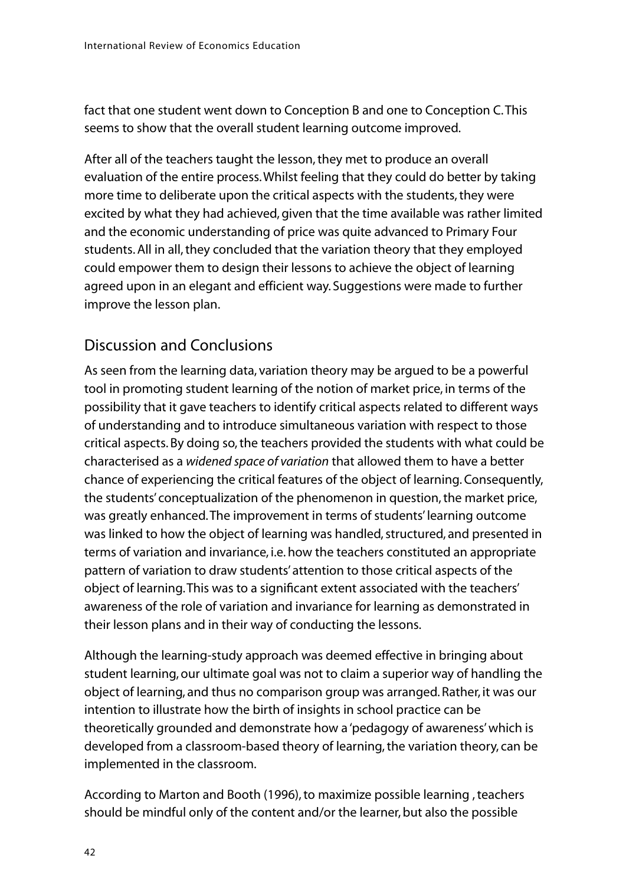fact that one student went down to Conception B and one to Conception C. This seems to show that the overall student learning outcome improved.

After all of the teachers taught the lesson, they met to produce an overall evaluation of the entire process. Whilst feeling that they could do better by taking more time to deliberate upon the critical aspects with the students, they were excited by what they had achieved, given that the time available was rather limited and the economic understanding of price was quite advanced to Primary Four students. All in all, they concluded that the variation theory that they employed could empower them to design their lessons to achieve the object of learning agreed upon in an elegant and efficient way. Suggestions were made to further improve the lesson plan.

## Discussion and Conclusions

As seen from the learning data, variation theory may be argued to be a powerful tool in promoting student learning of the notion of market price, in terms of the possibility that it gave teachers to identify critical aspects related to different ways of understanding and to introduce simultaneous variation with respect to those critical aspects. By doing so, the teachers provided the students with what could be characterised as a *widened space of variation* that allowed them to have a better chance of experiencing the critical features of the object of learning. Consequently, the students' conceptualization of the phenomenon in question, the market price, was greatly enhanced. The improvement in terms of students' learning outcome was linked to how the object of learning was handled, structured, and presented in terms of variation and invariance, i.e. how the teachers constituted an appropriate pattern of variation to draw students' attention to those critical aspects of the object of learning. This was to a significant extent associated with the teachers' awareness of the role of variation and invariance for learning as demonstrated in their lesson plans and in their way of conducting the lessons.

Although the learning-study approach was deemed effective in bringing about student learning, our ultimate goal was not to claim a superior way of handling the object of learning, and thus no comparison group was arranged. Rather, it was our intention to illustrate how the birth of insights in school practice can be theoretically grounded and demonstrate how a 'pedagogy of awareness' which is developed from a classroom-based theory of learning, the variation theory, can be implemented in the classroom.

According to Marton and Booth (1996), to maximize possible learning , teachers should be mindful only of the content and/or the learner, but also the possible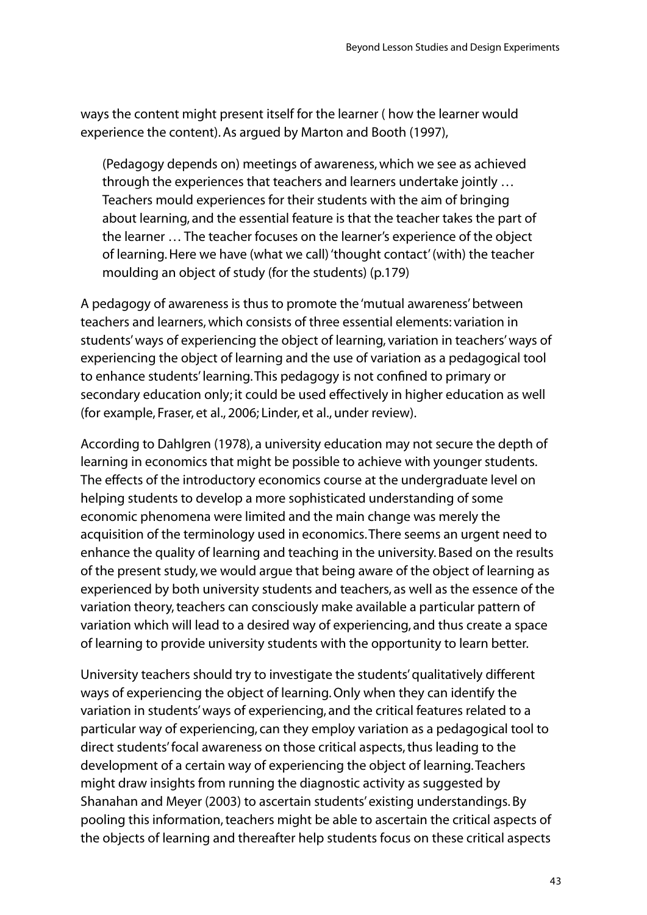ways the content might present itself for the learner ( how the learner would experience the content). As argued by Marton and Booth (1997),

> (Pedagogy depends on) meetings of awareness, which we see as achieved through the experiences that teachers and learners undertake jointly … Teachers mould experiences for their students with the aim of bringing about learning, and the essential feature is that the teacher takes the part of the learner … The teacher focuses on the learner's experience of the object of learning. Here we have (what we call) 'thought contact' (with) the teacher moulding an object of study (for the students) (p.179)

A pedagogy of awareness is thus to promote the 'mutual awareness' between teachers and learners, which consists of three essential elements: variation in students' ways of experiencing the object of learning, variation in teachers' ways of experiencing the object of learning and the use of variation as a pedagogical tool to enhance students' learning. This pedagogy is not confined to primary or secondary education only; it could be used effectively in higher education as well (for example, Fraser, et al., 2006; Linder, et al., under review).

According to Dahlgren (1978), a university education may not secure the depth of learning in economics that might be possible to achieve with younger students. The effects of the introductory economics course at the undergraduate level on helping students to develop a more sophisticated understanding of some economic phenomena were limited and the main change was merely the acquisition of the terminology used in economics. There seems an urgent need to enhance the quality of learning and teaching in the university. Based on the results of the present study, we would argue that being aware of the object of learning as experienced by both university students and teachers, as well as the essence of the variation theory, teachers can consciously make available a particular pattern of variation which will lead to a desired way of experiencing, and thus create a space of learning to provide university students with the opportunity to learn better.

University teachers should try to investigate the students' qualitatively different ways of experiencing the object of learning. Only when they can identify the variation in students' ways of experiencing, and the critical features related to a particular way of experiencing, can they employ variation as a pedagogical tool to direct students' focal awareness on those critical aspects, thus leading to the development of a certain way of experiencing the object of learning. Teachers might draw insights from running the diagnostic activity as suggested by Shanahan and Meyer (2003) to ascertain students' existing understandings. By pooling this information, teachers might be able to ascertain the critical aspects of the objects of learning and thereafter help students focus on these critical aspects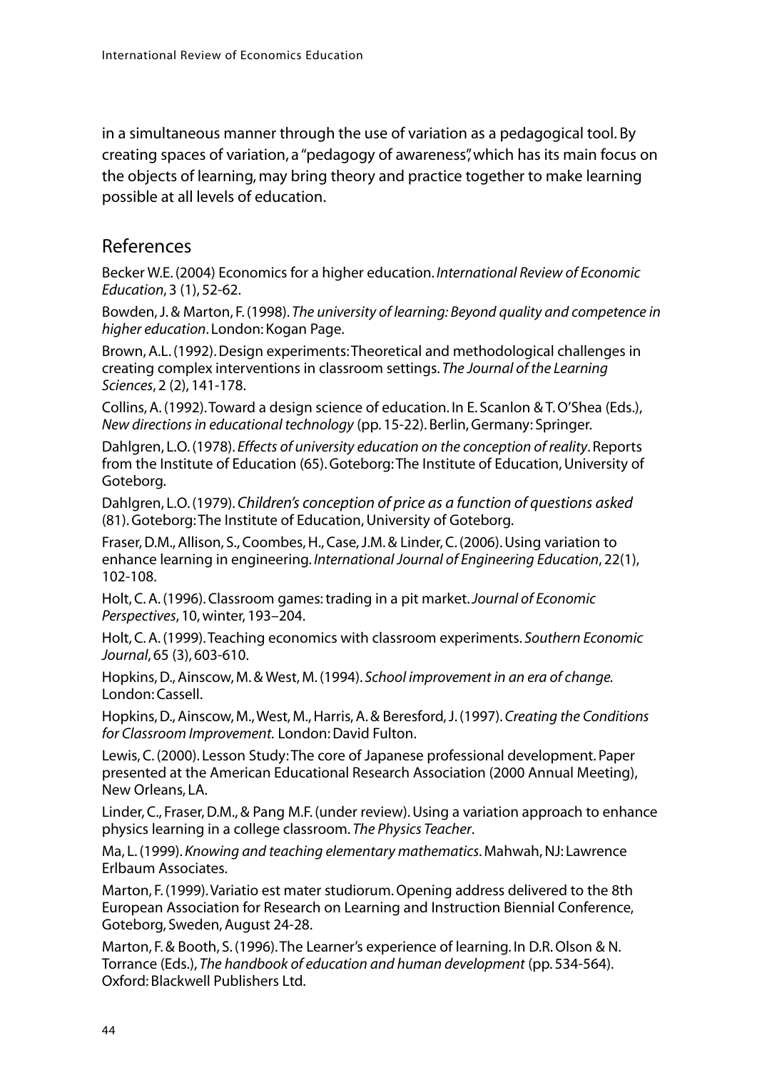in a simultaneous manner through the use of variation as a pedagogical tool. By creating spaces of variation, a "pedagogy of awareness", which has its main focus on the objects of learning, may bring theory and practice together to make learning possible at all levels of education.

## References

Becker W.E. (2004) Economics for a higher education. *International Review of Economic Education*, 3 (1), 52-62.

Bowden, J. & Marton, F. (1998). *The university of learning: Beyond quality and competence in higher education*. London: Kogan Page.

Brown, A.L. (1992). Design experiments: Theoretical and methodological challenges in creating complex interventions in classroom settings. *The Journal of the Learning Sciences*, 2 (2), 141-178.

Collins, A. (1992). Toward a design science of education. In E. Scanlon & T. O'Shea (Eds.), *New directions in educational technology* (pp. 15-22). Berlin, Germany: Springer.

Dahlgren, L.O. (1978). *Effects of university education on the conception of reality*. Reports from the Institute of Education (65). Goteborg: The Institute of Education, University of Goteborg.

Dahlgren, L.O. (1979). *Children's conception of price as a function of questions asked* (81). Goteborg: The Institute of Education, University of Goteborg.

Fraser, D.M., Allison, S., Coombes, H., Case, J.M. & Linder, C. (2006). Using variation to enhance learning in engineering. *International Journal of Engineering Education*, 22(1), 102-108.

Holt, C. A. (1996). Classroom games: trading in a pit market. *Journal of Economic Perspectives*, 10, winter, 193–204.

Holt, C. A. (1999). Teaching economics with classroom experiments. *Southern Economic Journal*, 65 (3), 603-610.

Hopkins, D., Ainscow, M. & West, M. (1994). *School improvement in an era of change.* London: Cassell.

Hopkins, D., Ainscow, M., West, M., Harris, A. & Beresford, J. (1997). *Creating the Conditions for Classroom Improvement.* London: David Fulton.

Lewis, C. (2000). Lesson Study: The core of Japanese professional development. Paper presented at the American Educational Research Association (2000 Annual Meeting), New Orleans, LA.

Linder, C., Fraser, D.M., & Pang M.F. (under review). Using a variation approach to enhance physics learning in a college classroom. *The Physics Teacher*.

Ma, L. (1999). *Knowing and teaching elementary mathematics*. Mahwah, NJ: Lawrence Erlbaum Associates.

Marton, F. (1999). Variatio est mater studiorum. Opening address delivered to the 8th European Association for Research on Learning and Instruction Biennial Conference, Goteborg, Sweden, August 24-28.

Marton, F. & Booth, S. (1996). The Learner's experience of learning. In D.R. Olson & N. Torrance (Eds.), *The handbook of education and human development* (pp. 534-564). Oxford: Blackwell Publishers Ltd.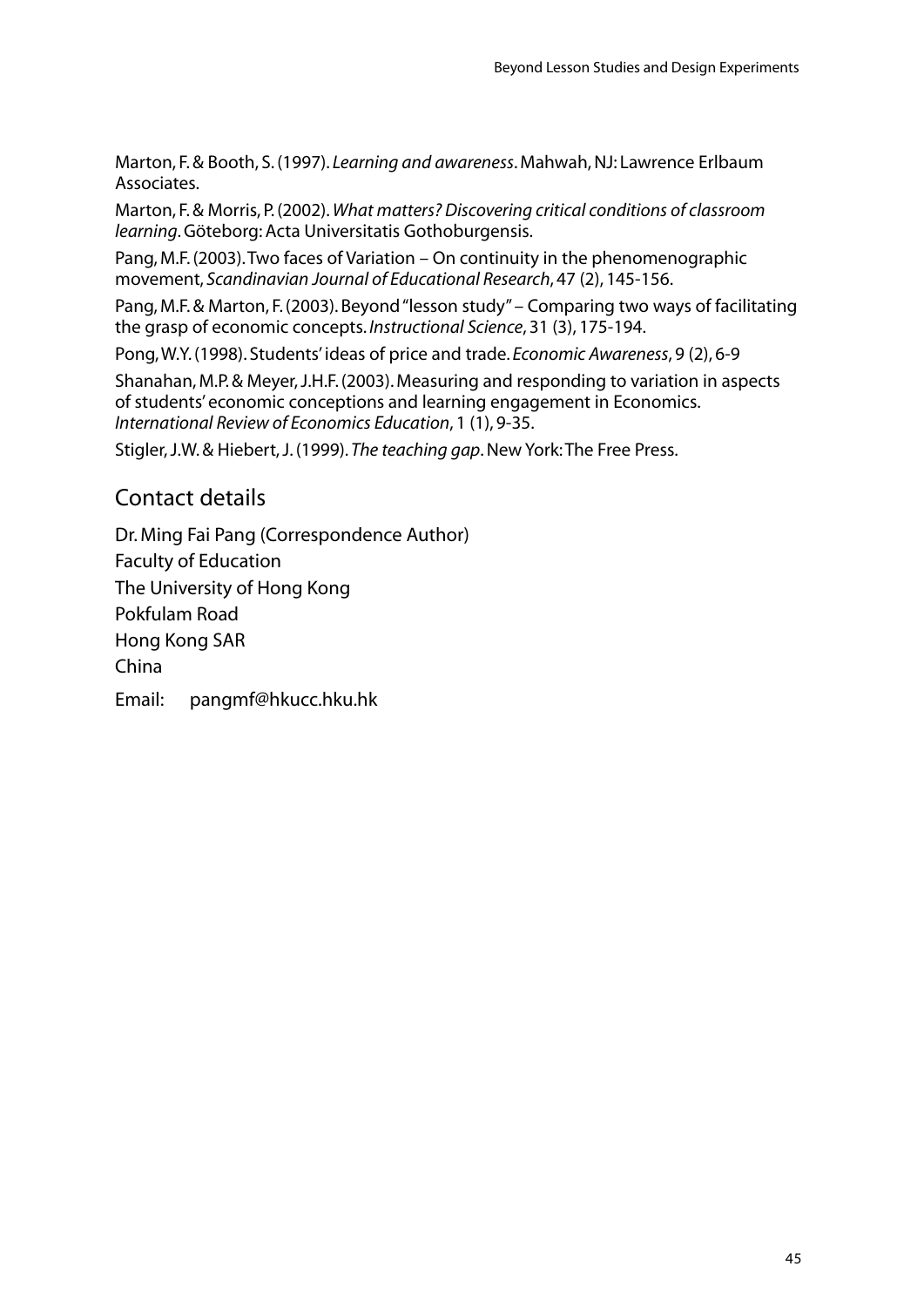Marton, F. & Booth, S. (1997). *Learning and awareness*. Mahwah, NJ: Lawrence Erlbaum Associates.

Marton, F. & Morris, P. (2002). *What matters? Discovering critical conditions of classroom learning*. Göteborg: Acta Universitatis Gothoburgensis.

Pang, M.F. (2003). Two faces of Variation – On continuity in the phenomenographic movement, *Scandinavian Journal of Educational Research*, 47 (2), 145-156.

Pang, M.F. & Marton, F. (2003). Beyond "lesson study" – Comparing two ways of facilitating the grasp of economic concepts. *Instructional Science*, 31 (3), 175-194.

Pong, W.Y. (1998). Students' ideas of price and trade. *Economic Awareness*, 9 (2), 6-9

Shanahan, M.P. & Meyer, J.H.F. (2003). Measuring and responding to variation in aspects of students' economic conceptions and learning engagement in Economics. *International Review of Economics Education*, 1 (1), 9-35.

Stigler, J.W. & Hiebert, J. (1999). *The teaching gap*. New York: The Free Press.

## Contact details

Dr. Ming Fai Pang (Correspondence Author)  
Faculty of Education  
The University of Hong Kong  
Pokfulam Road  
Hong Kong SAR  
China

Email: pangmf@hkucc.hku.hk